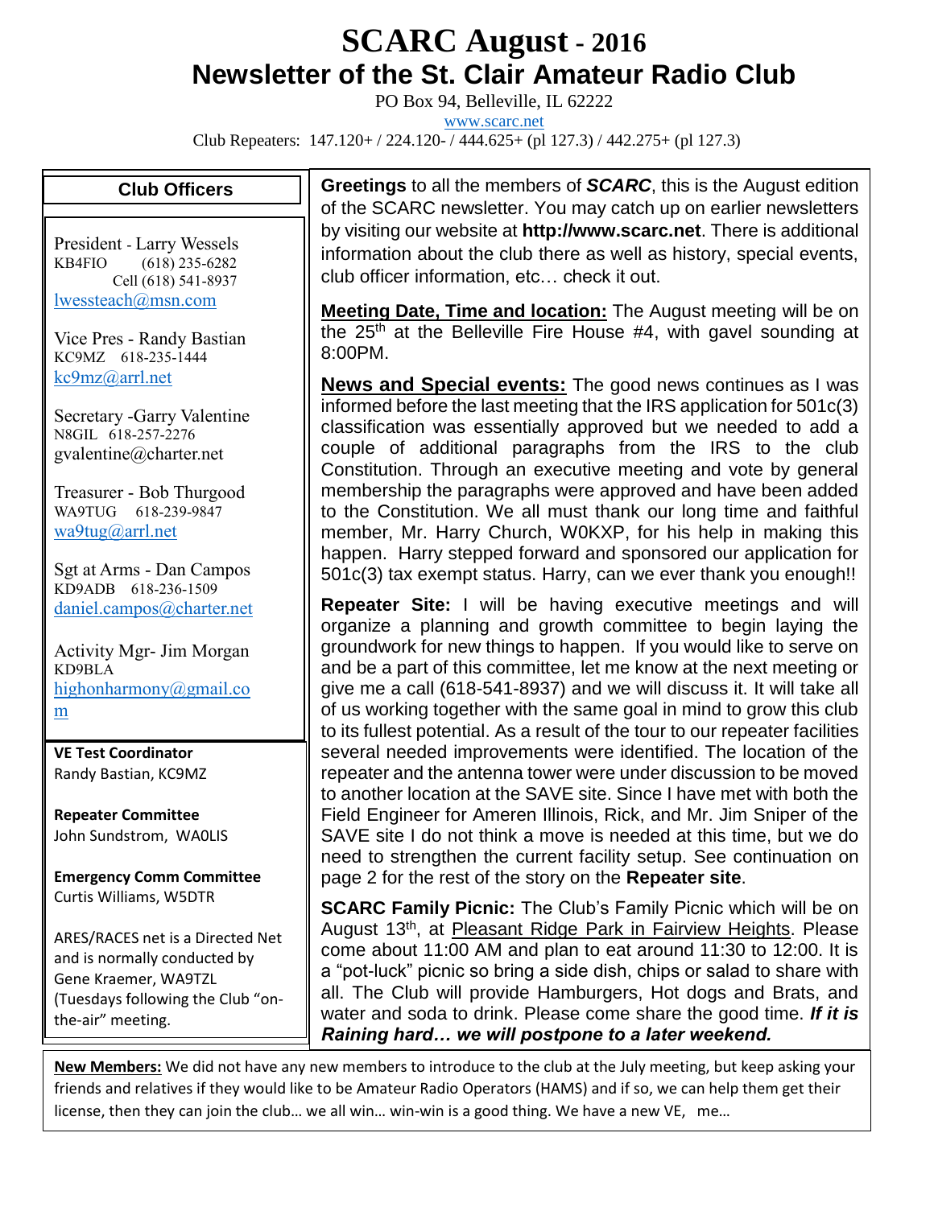# SCARC August - 2016

## Newsletter of the St. Clair Amateur Radio Club

PO Box 94, Belleville, IL 62222

www.scarc.net

Club Repeaters: 147.120+ / 224.120- / 444.625+ (pl 127.3) / 442.275+ (pl 127.3)

**Greetings** to all the members of ***SCARC***, this is the August edition of the SCARC newsletter. You may catch up on earlier newsletters by visiting our website at **http://www.scarc.net**. There is additional information about the club there as well as history, special events, club officer information, etc… check it out.

**Meeting Date, Time and location:** The August meeting will be on the 25th at the Belleville Fire House #4, with gavel sounding at 8:00PM.

**News and Special events:** The good news continues as I was informed before the last meeting that the IRS application for 501c(3) classification was essentially approved but we needed to add a couple of additional paragraphs from the IRS to the club Constitution. Through an executive meeting and vote by general membership the paragraphs were approved and have been added to the Constitution. We all must thank our long time and faithful member, Mr. Harry Church, W0KXP, for his help in making this happen. Harry stepped forward and sponsored our application for 501c(3) tax exempt status. Harry, can we ever thank you enough!!

**Repeater Site:** I will be having executive meetings and will organize a planning and growth committee to begin laying the groundwork for new things to happen. If you would like to serve on and be a part of this committee, let me know at the next meeting or give me a call (618-541-8937) and we will discuss it. It will take all of us working together with the same goal in mind to grow this club to its fullest potential. As a result of the tour to our repeater facilities several needed improvements were identified. The location of the repeater and the antenna tower were under discussion to be moved to another location at the SAVE site. Since I have met with both the Field Engineer for Ameren Illinois, Rick, and Mr. Jim Sniper of the SAVE site I do not think a move is needed at this time, but we do need to strengthen the current facility setup. See continuation on page 2 for the rest of the story on the **Repeater site**.

**SCARC Family Picnic:** The Club's Family Picnic which will be on August 13th, at Pleasant Ridge Park in Fairview Heights. Please come about 11:00 AM and plan to eat around 11:30 to 12:00. It is a "pot-luck" picnic so bring a side dish, chips or salad to share with all. The Club will provide Hamburgers, Hot dogs and Brats, and water and soda to drink. Please come share the good time. ***If it is Raining hard… we will postpone to a later weekend.***

### Club Officers

President - Larry Wessels
KB4FIO (618) 235-6282
Cell (618) 541-8937
lwessteach@msn.com

Vice Pres - Randy Bastian
KC9MZ 618-235-1444
kc9mz@arrl.net

Secretary -Garry Valentine
N8GIL 618-257-2276
gvalentine@charter.net

Treasurer - Bob Thurgood
WA9TUG 618-239-9847
wa9tug@arrl.net

Sgt at Arms - Dan Campos
KD9ADB 618-236-1509
daniel.campos@charter.net

Activity Mgr- Jim Morgan
KD9BLA
highonharmony@gmail.com

**VE Test Coordinator**
Randy Bastian, KC9MZ

**Repeater Committee**
John Sundstrom, WA0LIS

**Emergency Comm Committee**
Curtis Williams, W5DTR

ARES/RACES net is a Directed Net and is normally conducted by Gene Kraemer, WA9TZL (Tuesdays following the Club "on-the-air" meeting.

**New Members:** We did not have any new members to introduce to the club at the July meeting, but keep asking your friends and relatives if they would like to be Amateur Radio Operators (HAMS) and if so, we can help them get their license, then they can join the club… we all win… win-win is a good thing. We have a new VE, me…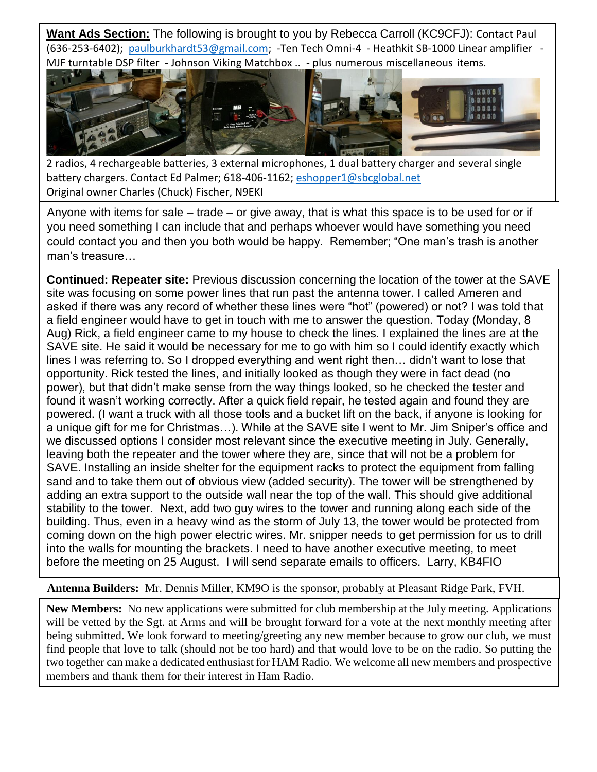**Want Ads Section:** The following is brought to you by Rebecca Carroll (KC9CFJ): Contact Paul (636-253-6402); paulburkhardt53@gmail.com; -Ten Tech Omni-4 - Heathkit SB-1000 Linear amplifier - MJF turntable DSP filter - Johnson Viking Matchbox .. - plus numerous miscellaneous items.

2 radios, 4 rechargeable batteries, 3 external microphones, 1 dual battery charger and several single battery chargers. Contact Ed Palmer; 618-406-1162; eshopper1@sbcglobal.net
Original owner Charles (Chuck) Fischer, N9EKI

Anyone with items for sale – trade – or give away, that is what this space is to be used for or if you need something I can include that and perhaps whoever would have something you need could contact you and then you both would be happy. Remember; "One man's trash is another man's treasure…

**Continued: Repeater site:** Previous discussion concerning the location of the tower at the SAVE site was focusing on some power lines that run past the antenna tower. I called Ameren and asked if there was any record of whether these lines were "hot" (powered) or not? I was told that a field engineer would have to get in touch with me to answer the question. Today (Monday, 8 Aug) Rick, a field engineer came to my house to check the lines. I explained the lines are at the SAVE site. He said it would be necessary for me to go with him so I could identify exactly which lines I was referring to. So I dropped everything and went right then… didn't want to lose that opportunity. Rick tested the lines, and initially looked as though they were in fact dead (no power), but that didn't make sense from the way things looked, so he checked the tester and found it wasn't working correctly. After a quick field repair, he tested again and found they are powered. (I want a truck with all those tools and a bucket lift on the back, if anyone is looking for a unique gift for me for Christmas…). While at the SAVE site I went to Mr. Jim Sniper's office and we discussed options I consider most relevant since the executive meeting in July. Generally, leaving both the repeater and the tower where they are, since that will not be a problem for SAVE. Installing an inside shelter for the equipment racks to protect the equipment from falling sand and to take them out of obvious view (added security). The tower will be strengthened by adding an extra support to the outside wall near the top of the wall. This should give additional stability to the tower. Next, add two guy wires to the tower and running along each side of the building. Thus, even in a heavy wind as the storm of July 13, the tower would be protected from coming down on the high power electric wires. Mr. snipper needs to get permission for us to drill into the walls for mounting the brackets. I need to have another executive meeting, to meet before the meeting on 25 August. I will send separate emails to officers. Larry, KB4FIO

**Antenna Builders:** Mr. Dennis Miller, KM9O is the sponsor, probably at Pleasant Ridge Park, FVH.

**New Members:** No new applications were submitted for club membership at the July meeting. Applications will be vetted by the Sgt. at Arms and will be brought forward for a vote at the next monthly meeting after being submitted. We look forward to meeting/greeting any new member because to grow our club, we must find people that love to talk (should not be too hard) and that would love to be on the radio. So putting the two together can make a dedicated enthusiast for HAM Radio. We welcome all new members and prospective members and thank them for their interest in Ham Radio.